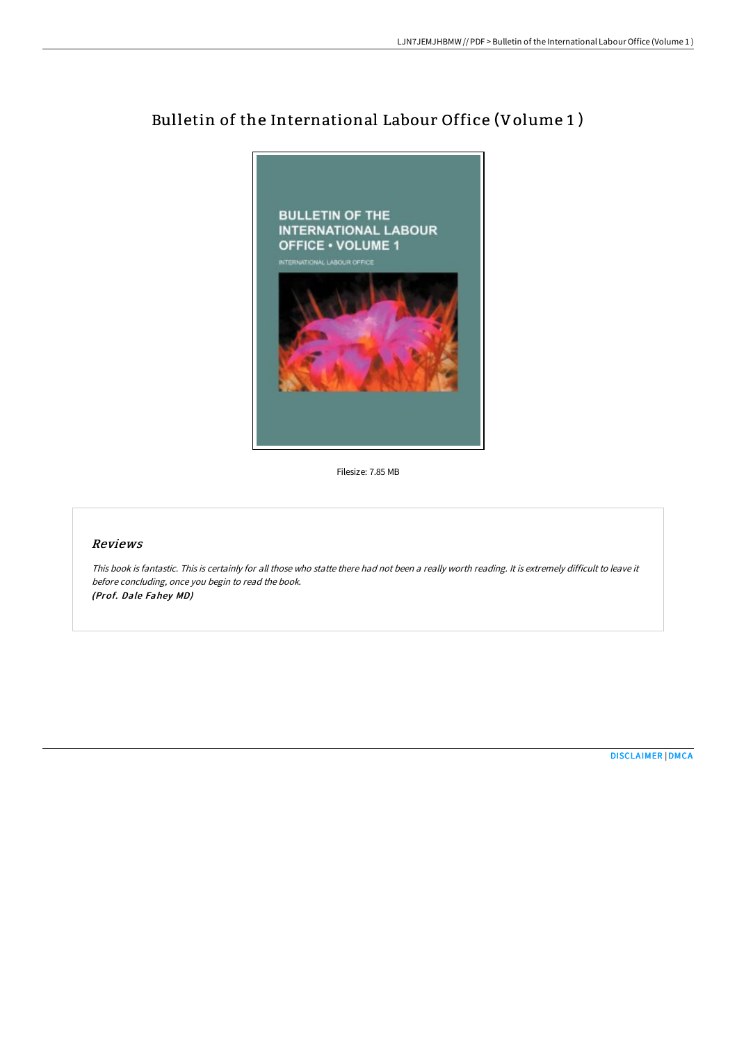# Bulletin of the International Labour Office (Volume 1 )

Filesize: 7.85 MB

## *Reviews*

*This book is fantastic. This is certainly for all those who statte there had not been a really worth reading. It is extremely difficult to leave it before concluding, once you begin to read the book.*
***(Prof. Dale Fahey MD)***

DISCLAIMER | DMCA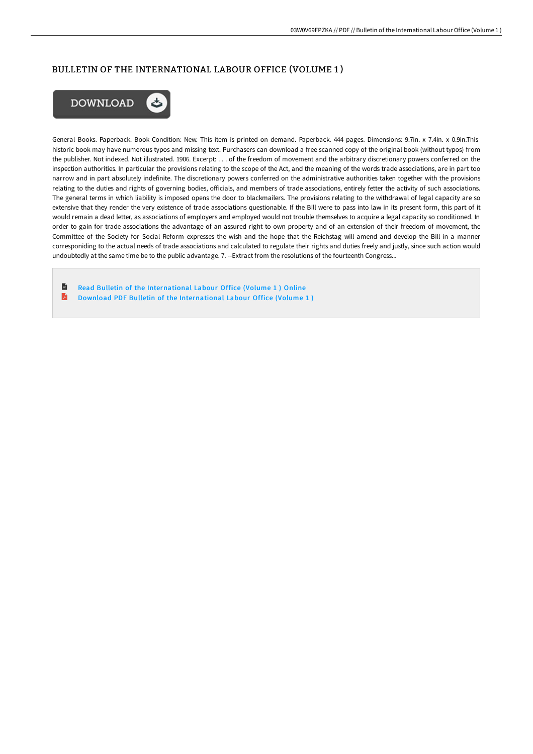# BULLETIN OF THE INTERNATIONAL LABOUR OFFICE (VOLUME 1 )

DOWNLOAD

General Books. Paperback. Book Condition: New. This item is printed on demand. Paperback. 444 pages. Dimensions: 9.7in. x 7.4in. x 0.9in.This historic book may have numerous typos and missing text. Purchasers can download a free scanned copy of the original book (without typos) from the publisher. Not indexed. Not illustrated. 1906. Excerpt: . . . of the freedom of movement and the arbitrary discretionary powers conferred on the inspection authorities. In particular the provisions relating to the scope of the Act, and the meaning of the words trade associations, are in part too narrow and in part absolutely indefinite. The discretionary powers conferred on the administrative authorities taken together with the provisions relating to the duties and rights of governing bodies, officials, and members of trade associations, entirely fetter the activity of such associations. The general terms in which liability is imposed opens the door to blackmailers. The provisions relating to the withdrawal of legal capacity are so extensive that they render the very existence of trade associations questionable. If the Bill were to pass into law in its present form, this part of it would remain a dead letter, as associations of employers and employed would not trouble themselves to acquire a legal capacity so conditioned. In order to gain for trade associations the advantage of an assured right to own property and of an extension of their freedom of movement, the Committee of the Society for Social Reform expresses the wish and the hope that the Reichstag will amend and develop the Bill in a manner corresponiding to the actual needs of trade associations and calculated to regulate their rights and duties freely and justly, since such action would undoubtedly at the same time be to the public advantage. 7. --Extract from the resolutions of the fourteenth Congress...

- Read Bulletin of the International Labour Office (Volume 1 ) Online
- Download PDF Bulletin of the International Labour Office (Volume 1 )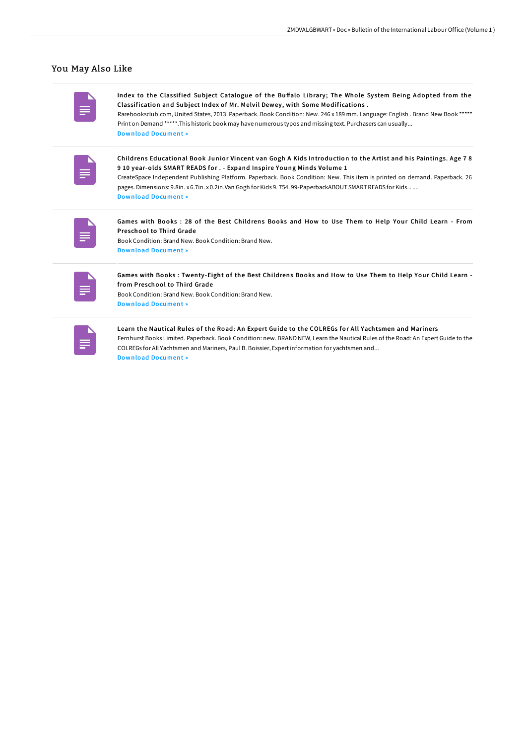## You May Also Like

**Index to the Classified Subject Catalogue of the Buffalo Library; The Whole System Being Adopted from the Classification and Subject Index of Mr. Melvil Dewey, with Some Modifications .**

Rarebooksclub.com, United States, 2013. Paperback. Book Condition: New. 246 x 189 mm. Language: English . Brand New Book ***** Print on Demand *****.This historic book may have numerous typos and missing text. Purchasers can usually...

Download Document »

**Childrens Educational Book Junior Vincent van Gogh A Kids Introduction to the Artist and his Paintings. Age 7 8 9 10 year-olds SMART READS for . - Expand Inspire Young Minds Volume 1**

CreateSpace Independent Publishing Platform. Paperback. Book Condition: New. This item is printed on demand. Paperback. 26 pages. Dimensions: 9.8in. x 6.7in. x 0.2in.Van Gogh for Kids 9. 754. 99-PaperbackABOUT SMART READS for Kids. . ....

Download Document »

**Games with Books : 28 of the Best Childrens Books and How to Use Them to Help Your Child Learn - From Preschool to Third Grade**

Book Condition: Brand New. Book Condition: Brand New.

Download Document »

**Games with Books : Twenty-Eight of the Best Childrens Books and How to Use Them to Help Your Child Learn - from Preschool to Third Grade**

Book Condition: Brand New. Book Condition: Brand New.

Download Document »

**Learn the Nautical Rules of the Road: An Expert Guide to the COLREGs for All Yachtsmen and Mariners**

Fernhurst Books Limited. Paperback. Book Condition: new. BRAND NEW, Learn the Nautical Rules of the Road: An Expert Guide to the COLREGs for All Yachtsmen and Mariners, Paul B. Boissier, Expert information for yachtsmen and...

Download Document »